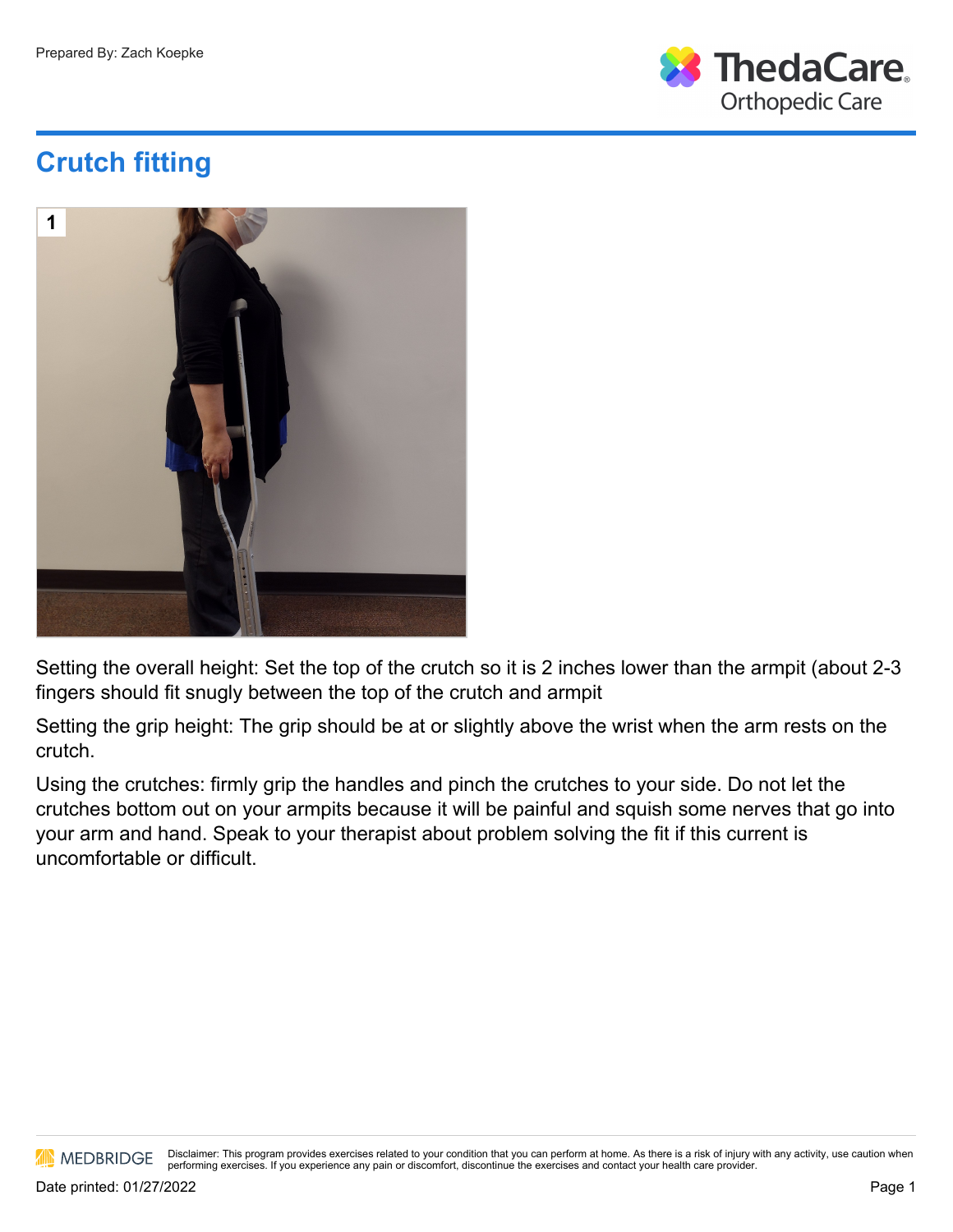Prepared By: Zach Koepke

ThedaCare Orthopedic Care

# Crutch fitting

1

Setting the overall height: Set the top of the crutch so it is 2 inches lower than the armpit (about 2-3 fingers should fit snugly between the top of the crutch and armpit

Setting the grip height: The grip should be at or slightly above the wrist when the arm rests on the crutch.

Using the crutches: firmly grip the handles and pinch the crutches to your side. Do not let the crutches bottom out on your armpits because it will be painful and squish some nerves that go into your arm and hand. Speak to your therapist about problem solving the fit if this current is uncomfortable or difficult.

MEDBRIDGE Disclaimer: This program provides exercises related to your condition that you can perform at home. As there is a risk of injury with any activity, use caution when performing exercises. If you experience any pain or discomfort, discontinue the exercises and contact your health care provider.

Date printed: 01/27/2022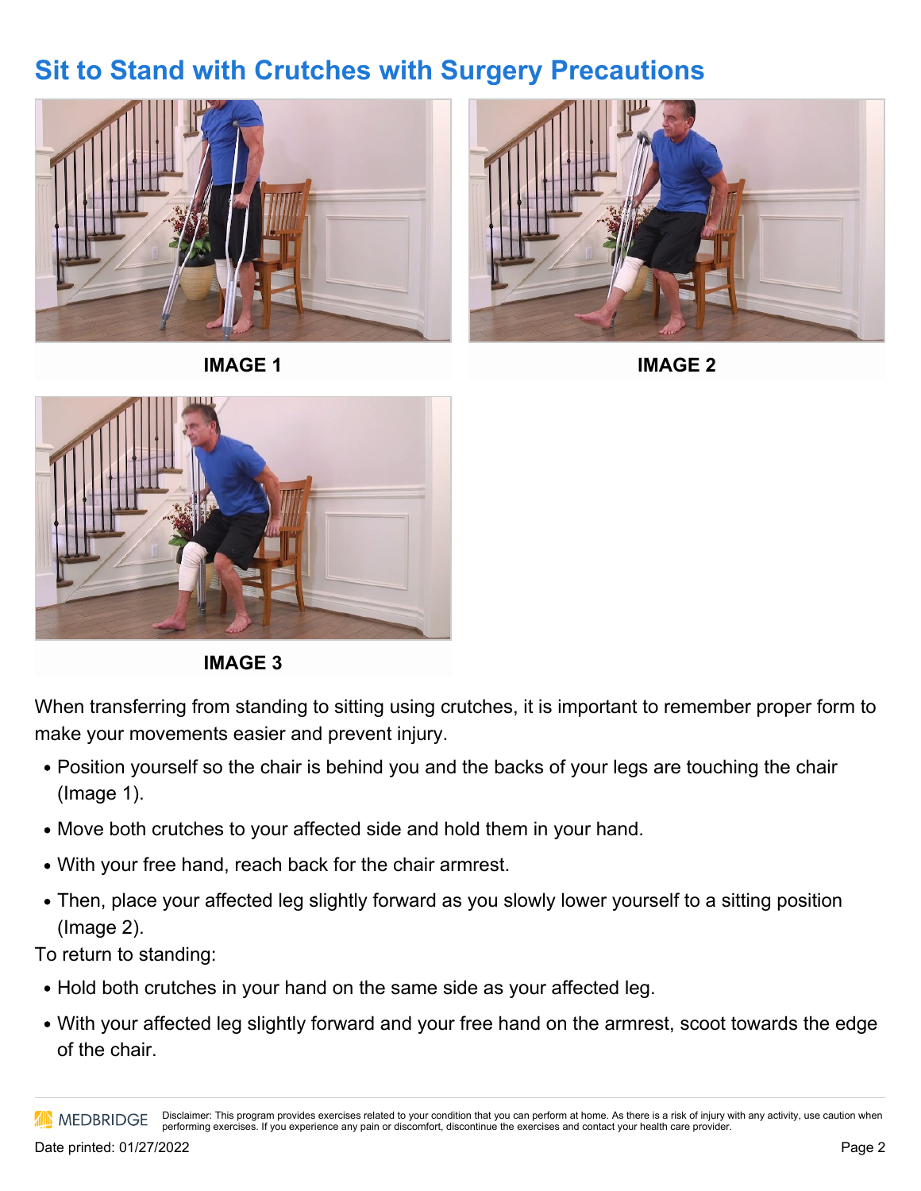# Sit to Stand with Crutches with Surgery Precautions

**IMAGE 1**

**IMAGE 2**

**IMAGE 3**

When transferring from standing to sitting using crutches, it is important to remember proper form to make your movements easier and prevent injury.

- Position yourself so the chair is behind you and the backs of your legs are touching the chair (Image 1).
- Move both crutches to your affected side and hold them in your hand.
- With your free hand, reach back for the chair armrest.
- Then, place your affected leg slightly forward as you slowly lower yourself to a sitting position (Image 2).

To return to standing:

- Hold both crutches in your hand on the same side as your affected leg.
- With your affected leg slightly forward and your free hand on the armrest, scoot towards the edge of the chair.

MEDBRIDGE Disclaimer: This program provides exercises related to your condition that you can perform at home. As there is a risk of injury with any activity, use caution when performing exercises. If you experience any pain or discomfort, discontinue the exercises and contact your health care provider.

Date printed: 01/27/2022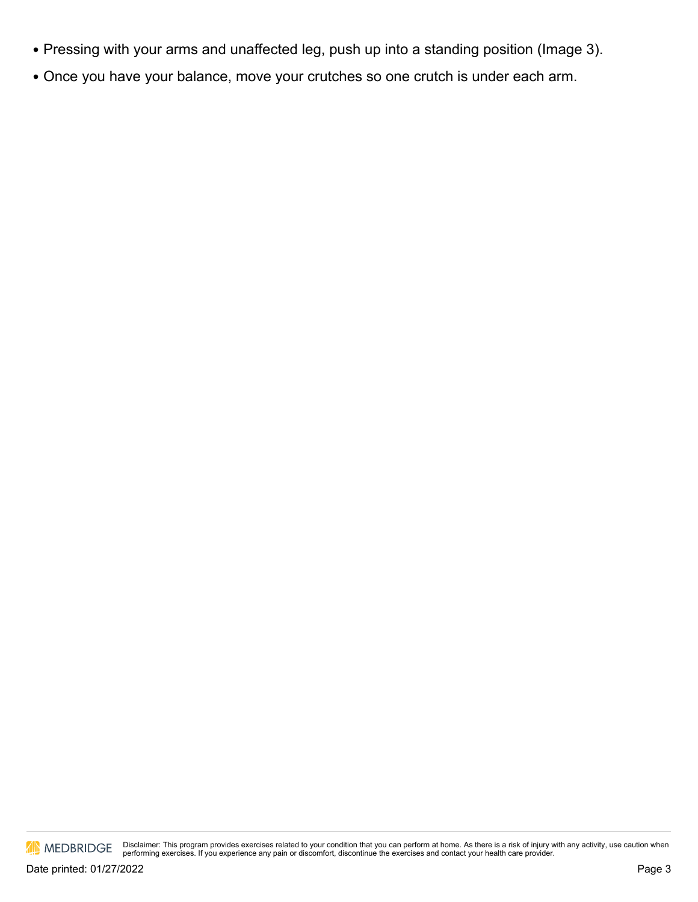- Pressing with your arms and unaffected leg, push up into a standing position (Image 3).
- Once you have your balance, move your crutches so one crutch is under each arm.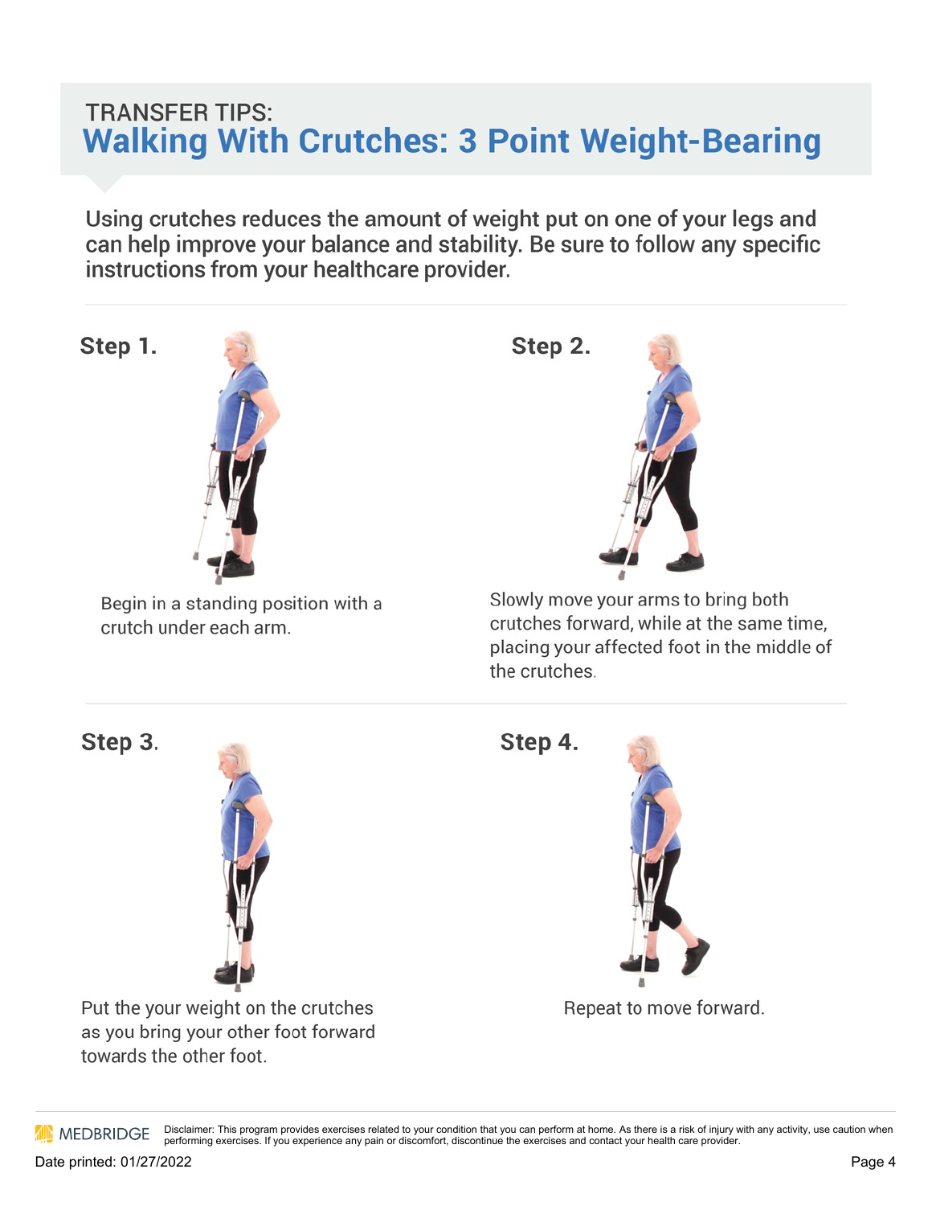TRANSFER TIPS:

# Walking With Crutches: 3 Point Weight-Bearing

Using crutches reduces the amount of weight put on one of your legs and can help improve your balance and stability. Be sure to follow any specific instructions from your healthcare provider.

### Step 1.

Begin in a standing position with a crutch under each arm.

### Step 2.

Slowly move your arms to bring both crutches forward, while at the same time, placing your affected foot in the middle of the crutches.

### Step 3.

Put the your weight on the crutches as you bring your other foot forward towards the other foot.

### Step 4.

Repeat to move forward.

MEDBRIDGE Disclaimer: This program provides exercises related to your condition that you can perform at home. As there is a risk of injury with any activity, use caution when performing exercises. If you experience any pain or discomfort, discontinue the exercises and contact your health care provider.

Date printed: 01/27/2022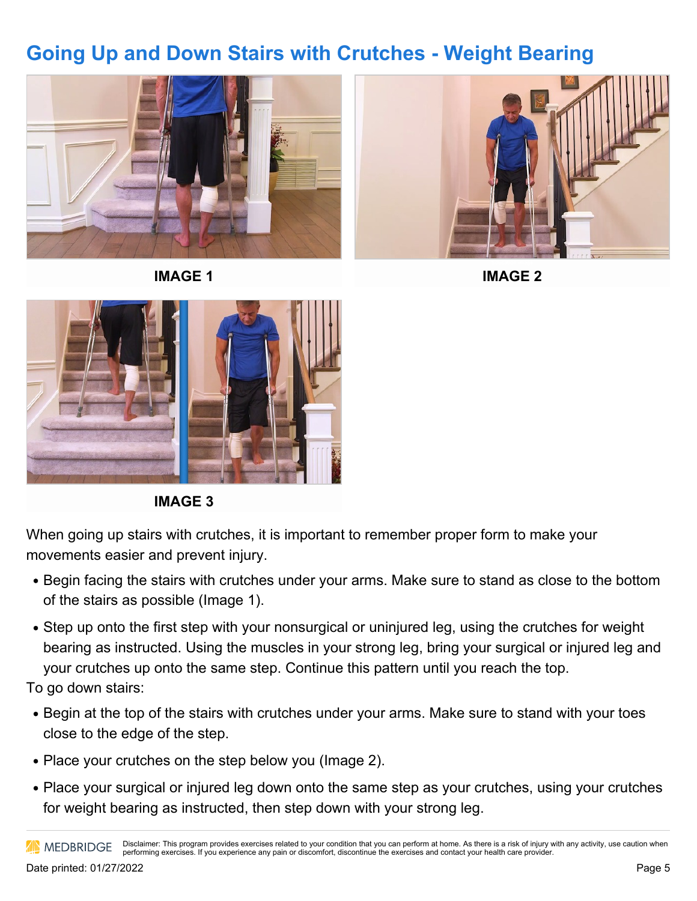## Going Up and Down Stairs with Crutches - Weight Bearing

IMAGE 1

IMAGE 2

IMAGE 3

When going up stairs with crutches, it is important to remember proper form to make your movements easier and prevent injury.

- Begin facing the stairs with crutches under your arms. Make sure to stand as close to the bottom of the stairs as possible (Image 1).
- Step up onto the first step with your nonsurgical or uninjured leg, using the crutches for weight bearing as instructed. Using the muscles in your strong leg, bring your surgical or injured leg and your crutches up onto the same step. Continue this pattern until you reach the top.

To go down stairs:

- Begin at the top of the stairs with crutches under your arms. Make sure to stand with your toes close to the edge of the step.
- Place your crutches on the step below you (Image 2).
- Place your surgical or injured leg down onto the same step as your crutches, using your crutches for weight bearing as instructed, then step down with your strong leg.

MEDBRIDGE Disclaimer: This program provides exercises related to your condition that you can perform at home. As there is a risk of injury with any activity, use caution when performing exercises. If you experience any pain or discomfort, discontinue the exercises and contact your health care provider.

Date printed: 01/27/2022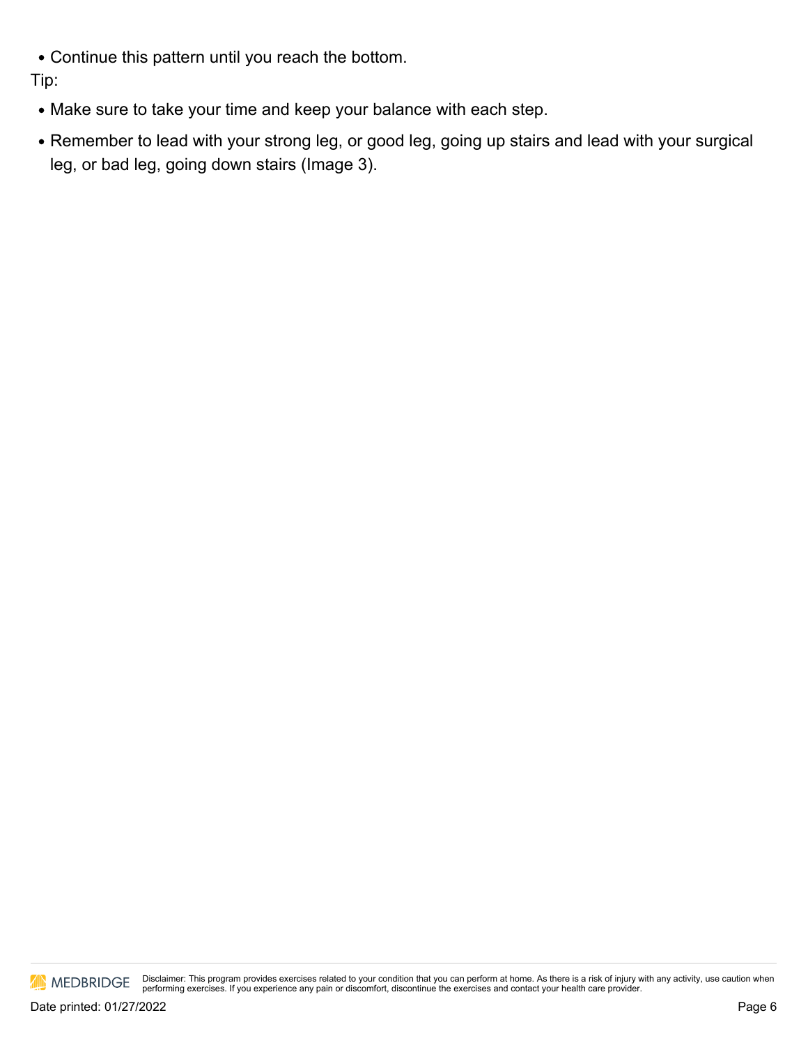- Continue this pattern until you reach the bottom.

Tip:

- Make sure to take your time and keep your balance with each step.
- Remember to lead with your strong leg, or good leg, going up stairs and lead with your surgical leg, or bad leg, going down stairs (Image 3).